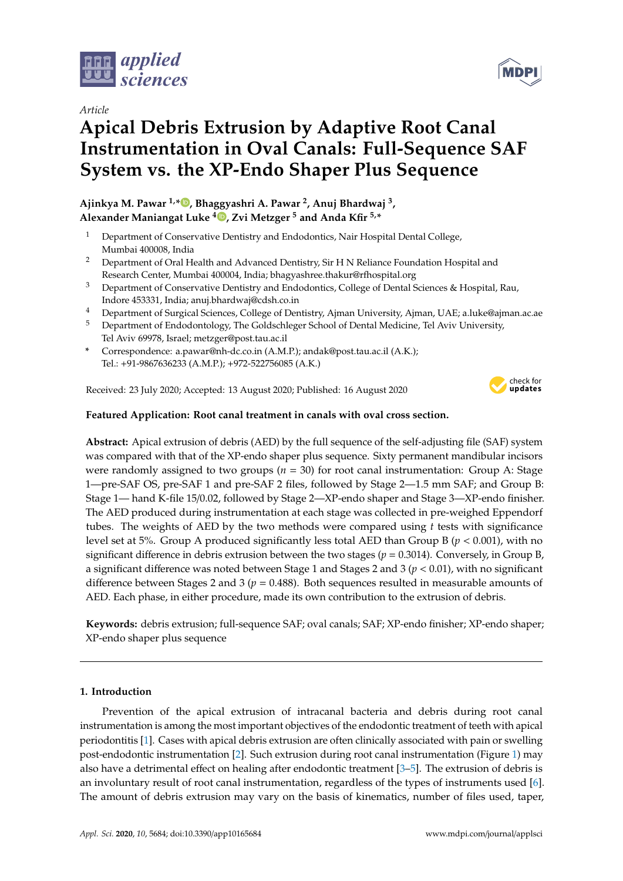*applied sciences*

Article

# Apical Debris Extrusion by Adaptive Root Canal Instrumentation in Oval Canals: Full-Sequence SAF System vs. the XP-Endo Shaper Plus Sequence

**Ajinkya M. Pawar [1,*], Bhaggyashri A. Pawar [2], Anuj Bhardwaj [3], Alexander Maniangat Luke [4], Zvi Metzger [5] and Anda Kfir [5,*]**

1. Department of Conservative Dentistry and Endodontics, Nair Hospital Dental College, Mumbai 400008, India
2. Department of Oral Health and Advanced Dentistry, Sir H N Reliance Foundation Hospital and Research Center, Mumbai 400004, India; bhagyashree.thakur@rfhospital.org
3. Department of Conservative Dentistry and Endodontics, College of Dental Sciences & Hospital, Rau, Indore 453331, India; anuj.bhardwaj@cdsh.co.in
4. Department of Surgical Sciences, College of Dentistry, Ajman University, Ajman, UAE; a.luke@ajman.ac.ae
5. Department of Endodontology, The Goldschleger School of Dental Medicine, Tel Aviv University, Tel Aviv 69978, Israel; metzger@post.tau.ac.il

\* Correspondence: a.pawar@nh-dc.co.in (A.M.P.); andak@post.tau.ac.il (A.K.); Tel.: +91-9867636233 (A.M.P.); +972-522756085 (A.K.)

Received: 23 July 2020; Accepted: 13 August 2020; Published: 16 August 2020

**Featured Application: Root canal treatment in canals with oval cross section.**

**Abstract:** Apical extrusion of debris (AED) by the full sequence of the self-adjusting file (SAF) system was compared with that of the XP-endo shaper plus sequence. Sixty permanent mandibular incisors were randomly assigned to two groups ($n$ = 30) for root canal instrumentation: Group A: Stage 1—pre-SAF OS, pre-SAF 1 and pre-SAF 2 files, followed by Stage 2—1.5 mm SAF; and Group B: Stage 1— hand K-file 15/0.02, followed by Stage 2—XP-endo shaper and Stage 3—XP-endo finisher. The AED produced during instrumentation at each stage was collected in pre-weighed Eppendorf tubes. The weights of AED by the two methods were compared using $t$ tests with significance level set at 5%. Group A produced significantly less total AED than Group B ($p$ < 0.001), with no significant difference in debris extrusion between the two stages ($p$ = 0.3014). Conversely, in Group B, a significant difference was noted between Stage 1 and Stages 2 and 3 ($p$ < 0.01), with no significant difference between Stages 2 and 3 ($p$ = 0.488). Both sequences resulted in measurable amounts of AED. Each phase, in either procedure, made its own contribution to the extrusion of debris.

**Keywords:** debris extrusion; full-sequence SAF; oval canals; SAF; XP-endo finisher; XP-endo shaper; XP-endo shaper plus sequence

## 1. Introduction

Prevention of the apical extrusion of intracanal bacteria and debris during root canal instrumentation is among the most important objectives of the endodontic treatment of teeth with apical periodontitis [1]. Cases with apical debris extrusion are often clinically associated with pain or swelling post-endodontic instrumentation [2]. Such extrusion during root canal instrumentation (Figure 1) may also have a detrimental effect on healing after endodontic treatment [3–5]. The extrusion of debris is an involuntary result of root canal instrumentation, regardless of the types of instruments used [6]. The amount of debris extrusion may vary on the basis of kinematics, number of files used, taper,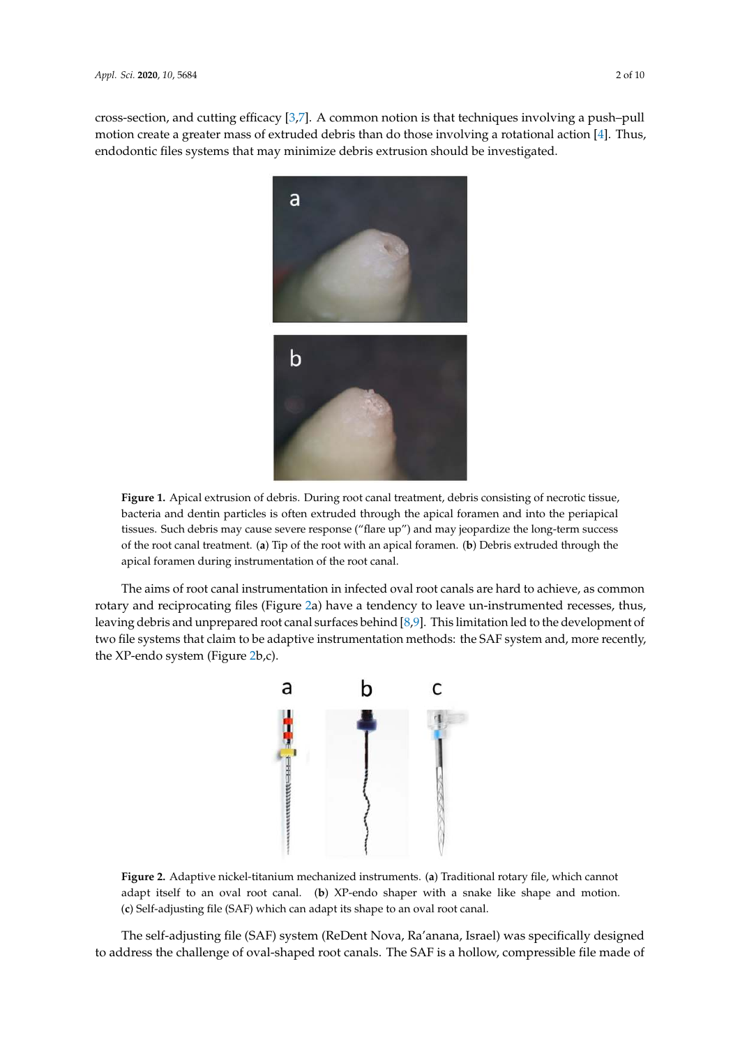cross-section, and cutting efficacy [3,7]. A common notion is that techniques involving a push–pull motion create a greater mass of extruded debris than do those involving a rotational action [4]. Thus, endodontic files systems that may minimize debris extrusion should be investigated.

**Figure 1.** Apical extrusion of debris. During root canal treatment, debris consisting of necrotic tissue, bacteria and dentin particles is often extruded through the apical foramen and into the periapical tissues. Such debris may cause severe response ("flare up") and may jeopardize the long-term success of the root canal treatment. (**a**) Tip of the root with an apical foramen. (**b**) Debris extruded through the apical foramen during instrumentation of the root canal.

The aims of root canal instrumentation in infected oval root canals are hard to achieve, as common rotary and reciprocating files (Figure 2a) have a tendency to leave un-instrumented recesses, thus, leaving debris and unprepared root canal surfaces behind [8,9]. This limitation led to the development of two file systems that claim to be adaptive instrumentation methods: the SAF system and, more recently, the XP-endo system (Figure 2b,c).

**Figure 2.** Adaptive nickel-titanium mechanized instruments. (**a**) Traditional rotary file, which cannot adapt itself to an oval root canal. (**b**) XP-endo shaper with a snake like shape and motion. (**c**) Self-adjusting file (SAF) which can adapt its shape to an oval root canal.

The self-adjusting file (SAF) system (ReDent Nova, Ra'anana, Israel) was specifically designed to address the challenge of oval-shaped root canals. The SAF is a hollow, compressible file made of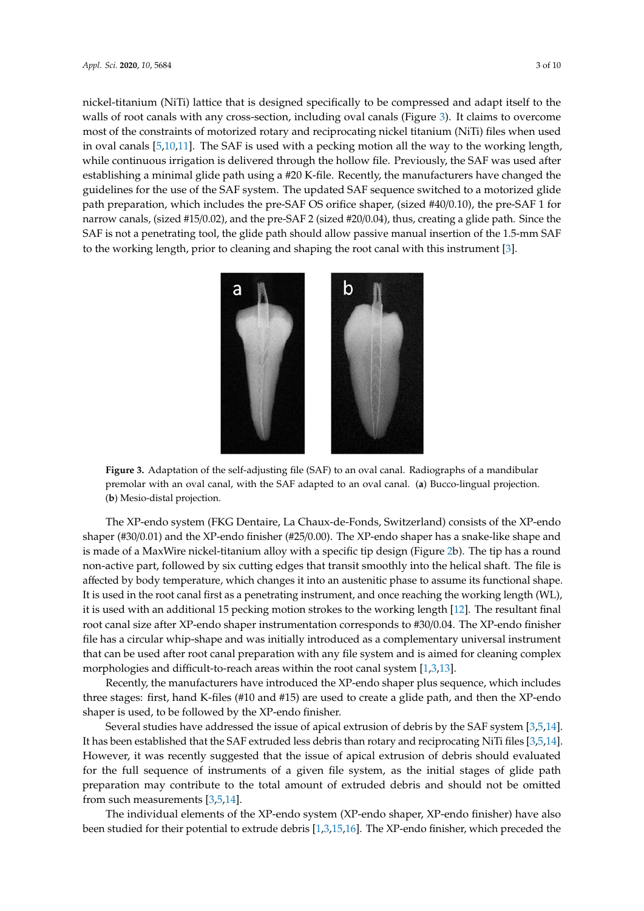nickel-titanium (NiTi) lattice that is designed specifically to be compressed and adapt itself to the walls of root canals with any cross-section, including oval canals (Figure 3). It claims to overcome most of the constraints of motorized rotary and reciprocating nickel titanium (NiTi) files when used in oval canals [5,10,11]. The SAF is used with a pecking motion all the way to the working length, while continuous irrigation is delivered through the hollow file. Previously, the SAF was used after establishing a minimal glide path using a #20 K-file. Recently, the manufacturers have changed the guidelines for the use of the SAF system. The updated SAF sequence switched to a motorized glide path preparation, which includes the pre-SAF OS orifice shaper, (sized #40/0.10), the pre-SAF 1 for narrow canals, (sized #15/0.02), and the pre-SAF 2 (sized #20/0.04), thus, creating a glide path. Since the SAF is not a penetrating tool, the glide path should allow passive manual insertion of the 1.5-mm SAF to the working length, prior to cleaning and shaping the root canal with this instrument [3].

**Figure 3.** Adaptation of the self-adjusting file (SAF) to an oval canal. Radiographs of a mandibular premolar with an oval canal, with the SAF adapted to an oval canal. (**a**) Bucco-lingual projection. (**b**) Mesio-distal projection.

The XP-endo system (FKG Dentaire, La Chaux-de-Fonds, Switzerland) consists of the XP-endo shaper (#30/0.01) and the XP-endo finisher (#25/0.00). The XP-endo shaper has a snake-like shape and is made of a MaxWire nickel-titanium alloy with a specific tip design (Figure 2b). The tip has a round non-active part, followed by six cutting edges that transit smoothly into the helical shaft. The file is affected by body temperature, which changes it into an austenitic phase to assume its functional shape. It is used in the root canal first as a penetrating instrument, and once reaching the working length (WL), it is used with an additional 15 pecking motion strokes to the working length [12]. The resultant final root canal size after XP-endo shaper instrumentation corresponds to #30/0.04. The XP-endo finisher file has a circular whip-shape and was initially introduced as a complementary universal instrument that can be used after root canal preparation with any file system and is aimed for cleaning complex morphologies and difficult-to-reach areas within the root canal system [1,3,13].

Recently, the manufacturers have introduced the XP-endo shaper plus sequence, which includes three stages: first, hand K-files (#10 and #15) are used to create a glide path, and then the XP-endo shaper is used, to be followed by the XP-endo finisher.

Several studies have addressed the issue of apical extrusion of debris by the SAF system [3,5,14]. It has been established that the SAF extruded less debris than rotary and reciprocating NiTi files [3,5,14]. However, it was recently suggested that the issue of apical extrusion of debris should evaluated for the full sequence of instruments of a given file system, as the initial stages of glide path preparation may contribute to the total amount of extruded debris and should not be omitted from such measurements [3,5,14].

The individual elements of the XP-endo system (XP-endo shaper, XP-endo finisher) have also been studied for their potential to extrude debris [1,3,15,16]. The XP-endo finisher, which preceded the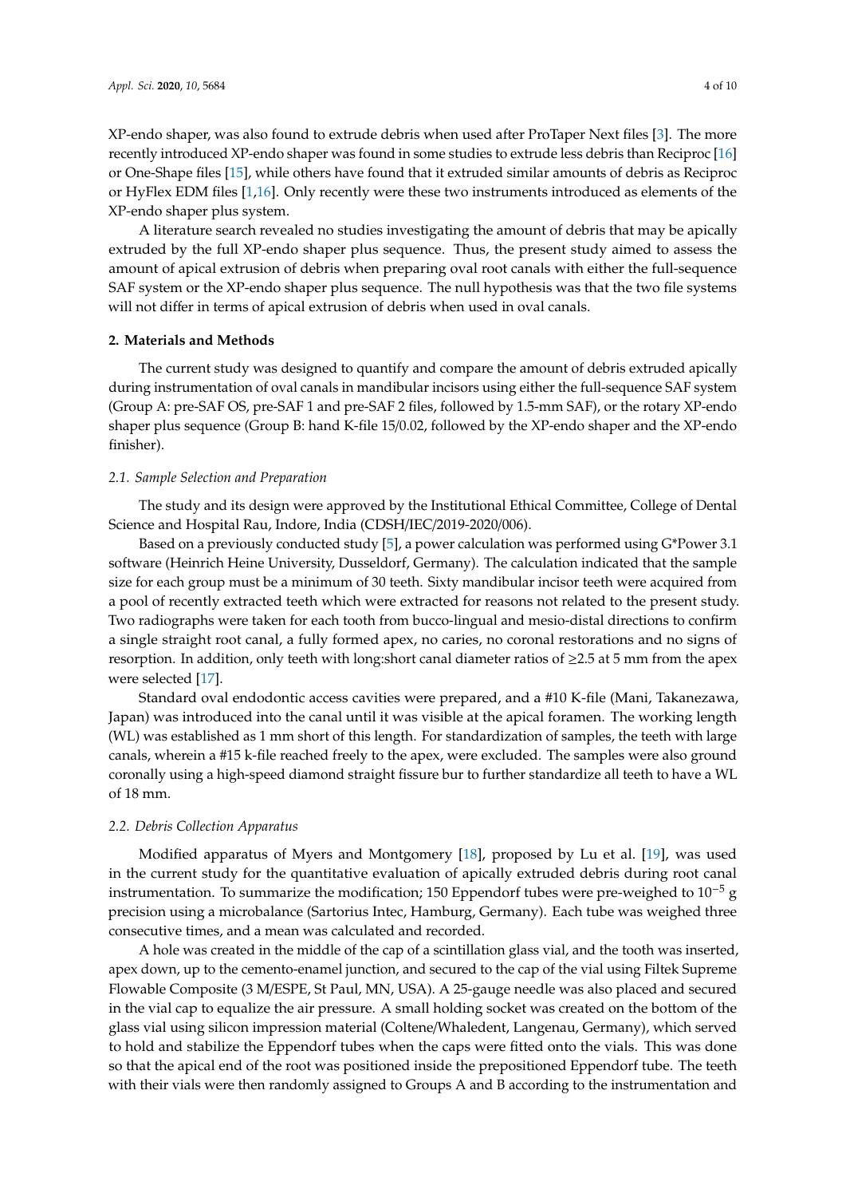XP-endo shaper, was also found to extrude debris when used after ProTaper Next files [3]. The more recently introduced XP-endo shaper was found in some studies to extrude less debris than Reciproc [16] or One-Shape files [15], while others have found that it extruded similar amounts of debris as Reciproc or HyFlex EDM files [1,16]. Only recently were these two instruments introduced as elements of the XP-endo shaper plus system.

A literature search revealed no studies investigating the amount of debris that may be apically extruded by the full XP-endo shaper plus sequence. Thus, the present study aimed to assess the amount of apical extrusion of debris when preparing oval root canals with either the full-sequence SAF system or the XP-endo shaper plus sequence. The null hypothesis was that the two file systems will not differ in terms of apical extrusion of debris when used in oval canals.

## 2. Materials and Methods

The current study was designed to quantify and compare the amount of debris extruded apically during instrumentation of oval canals in mandibular incisors using either the full-sequence SAF system (Group A: pre-SAF OS, pre-SAF 1 and pre-SAF 2 files, followed by 1.5-mm SAF), or the rotary XP-endo shaper plus sequence (Group B: hand K-file 15/0.02, followed by the XP-endo shaper and the XP-endo finisher).

### 2.1. Sample Selection and Preparation

The study and its design were approved by the Institutional Ethical Committee, College of Dental Science and Hospital Rau, Indore, India (CDSH/IEC/2019-2020/006).

Based on a previously conducted study [5], a power calculation was performed using G*Power 3.1 software (Heinrich Heine University, Dusseldorf, Germany). The calculation indicated that the sample size for each group must be a minimum of 30 teeth. Sixty mandibular incisor teeth were acquired from a pool of recently extracted teeth which were extracted for reasons not related to the present study. Two radiographs were taken for each tooth from bucco-lingual and mesio-distal directions to confirm a single straight root canal, a fully formed apex, no caries, no coronal restorations and no signs of resorption. In addition, only teeth with long:short canal diameter ratios of ≥2.5 at 5 mm from the apex were selected [17].

Standard oval endodontic access cavities were prepared, and a #10 K-file (Mani, Takanezawa, Japan) was introduced into the canal until it was visible at the apical foramen. The working length (WL) was established as 1 mm short of this length. For standardization of samples, the teeth with large canals, wherein a #15 k-file reached freely to the apex, were excluded. The samples were also ground coronally using a high-speed diamond straight fissure bur to further standardize all teeth to have a WL of 18 mm.

### 2.2. Debris Collection Apparatus

Modified apparatus of Myers and Montgomery [18], proposed by Lu et al. [19], was used in the current study for the quantitative evaluation of apically extruded debris during root canal instrumentation. To summarize the modification; 150 Eppendorf tubes were pre-weighed to $10^{-5}$ g precision using a microbalance (Sartorius Intec, Hamburg, Germany). Each tube was weighed three consecutive times, and a mean was calculated and recorded.

A hole was created in the middle of the cap of a scintillation glass vial, and the tooth was inserted, apex down, up to the cemento-enamel junction, and secured to the cap of the vial using Filtek Supreme Flowable Composite (3 M/ESPE, St Paul, MN, USA). A 25-gauge needle was also placed and secured in the vial cap to equalize the air pressure. A small holding socket was created on the bottom of the glass vial using silicon impression material (Coltene/Whaledent, Langenau, Germany), which served to hold and stabilize the Eppendorf tubes when the caps were fitted onto the vials. This was done so that the apical end of the root was positioned inside the prepositioned Eppendorf tube. The teeth with their vials were then randomly assigned to Groups A and B according to the instrumentation and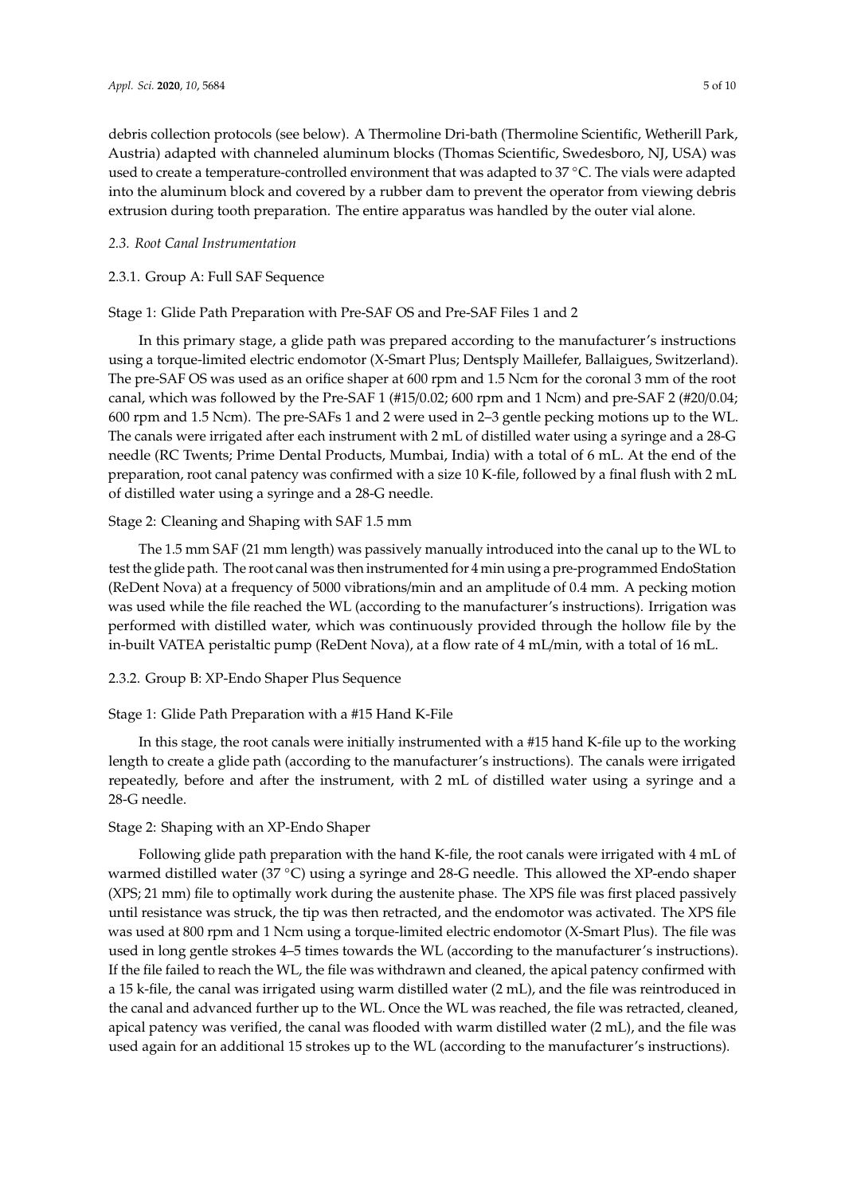debris collection protocols (see below). A Thermoline Dri-bath (Thermoline Scientific, Wetherill Park, Austria) adapted with channeled aluminum blocks (Thomas Scientific, Swedesboro, NJ, USA) was used to create a temperature-controlled environment that was adapted to 37 °C. The vials were adapted into the aluminum block and covered by a rubber dam to prevent the operator from viewing debris extrusion during tooth preparation. The entire apparatus was handled by the outer vial alone.

### *2.3. Root Canal Instrumentation*

#### 2.3.1. Group A: Full SAF Sequence

Stage 1: Glide Path Preparation with Pre-SAF OS and Pre-SAF Files 1 and 2

In this primary stage, a glide path was prepared according to the manufacturer's instructions using a torque-limited electric endomotor (X-Smart Plus; Dentsply Maillefer, Ballaigues, Switzerland). The pre-SAF OS was used as an orifice shaper at 600 rpm and 1.5 Ncm for the coronal 3 mm of the root canal, which was followed by the Pre-SAF 1 (#15/0.02; 600 rpm and 1 Ncm) and pre-SAF 2 (#20/0.04; 600 rpm and 1.5 Ncm). The pre-SAFs 1 and 2 were used in 2–3 gentle pecking motions up to the WL. The canals were irrigated after each instrument with 2 mL of distilled water using a syringe and a 28-G needle (RC Twents; Prime Dental Products, Mumbai, India) with a total of 6 mL. At the end of the preparation, root canal patency was confirmed with a size 10 K-file, followed by a final flush with 2 mL of distilled water using a syringe and a 28-G needle.

Stage 2: Cleaning and Shaping with SAF 1.5 mm

The 1.5 mm SAF (21 mm length) was passively manually introduced into the canal up to the WL to test the glide path. The root canal was then instrumented for 4 min using a pre-programmed EndoStation (ReDent Nova) at a frequency of 5000 vibrations/min and an amplitude of 0.4 mm. A pecking motion was used while the file reached the WL (according to the manufacturer's instructions). Irrigation was performed with distilled water, which was continuously provided through the hollow file by the in-built VATEA peristaltic pump (ReDent Nova), at a flow rate of 4 mL/min, with a total of 16 mL.

#### 2.3.2. Group B: XP-Endo Shaper Plus Sequence

Stage 1: Glide Path Preparation with a #15 Hand K-File

In this stage, the root canals were initially instrumented with a #15 hand K-file up to the working length to create a glide path (according to the manufacturer's instructions). The canals were irrigated repeatedly, before and after the instrument, with 2 mL of distilled water using a syringe and a 28-G needle.

Stage 2: Shaping with an XP-Endo Shaper

Following glide path preparation with the hand K-file, the root canals were irrigated with 4 mL of warmed distilled water (37 °C) using a syringe and 28-G needle. This allowed the XP-endo shaper (XPS; 21 mm) file to optimally work during the austenite phase. The XPS file was first placed passively until resistance was struck, the tip was then retracted, and the endomotor was activated. The XPS file was used at 800 rpm and 1 Ncm using a torque-limited electric endomotor (X-Smart Plus). The file was used in long gentle strokes 4–5 times towards the WL (according to the manufacturer's instructions). If the file failed to reach the WL, the file was withdrawn and cleaned, the apical patency confirmed with a 15 k-file, the canal was irrigated using warm distilled water (2 mL), and the file was reintroduced in the canal and advanced further up to the WL. Once the WL was reached, the file was retracted, cleaned, apical patency was verified, the canal was flooded with warm distilled water (2 mL), and the file was used again for an additional 15 strokes up to the WL (according to the manufacturer's instructions).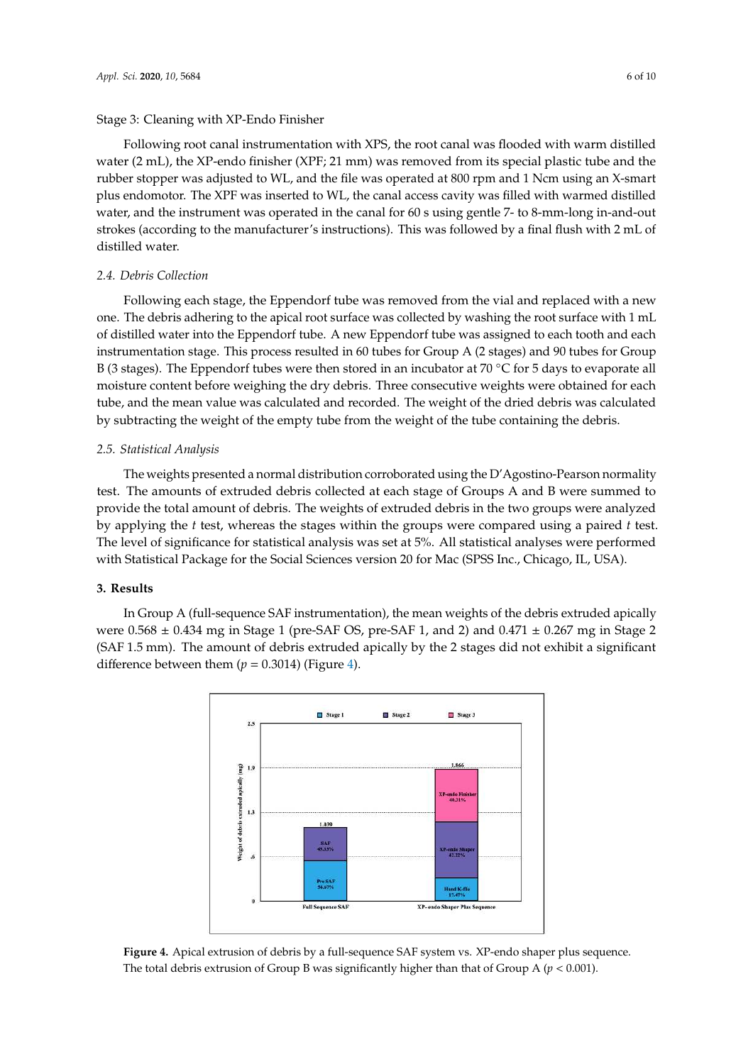Stage 3: Cleaning with XP-Endo Finisher

Following root canal instrumentation with XPS, the root canal was flooded with warm distilled water (2 mL), the XP-endo finisher (XPF; 21 mm) was removed from its special plastic tube and the rubber stopper was adjusted to WL, and the file was operated at 800 rpm and 1 Ncm using an X-smart plus endomotor. The XPF was inserted to WL, the canal access cavity was filled with warmed distilled water, and the instrument was operated in the canal for 60 s using gentle 7- to 8-mm-long in-and-out strokes (according to the manufacturer's instructions). This was followed by a final flush with 2 mL of distilled water.

### *2.4. Debris Collection*

Following each stage, the Eppendorf tube was removed from the vial and replaced with a new one. The debris adhering to the apical root surface was collected by washing the root surface with 1 mL of distilled water into the Eppendorf tube. A new Eppendorf tube was assigned to each tooth and each instrumentation stage. This process resulted in 60 tubes for Group A (2 stages) and 90 tubes for Group B (3 stages). The Eppendorf tubes were then stored in an incubator at 70 °C for 5 days to evaporate all moisture content before weighing the dry debris. Three consecutive weights were obtained for each tube, and the mean value was calculated and recorded. The weight of the dried debris was calculated by subtracting the weight of the empty tube from the weight of the tube containing the debris.

### *2.5. Statistical Analysis*

The weights presented a normal distribution corroborated using the D'Agostino-Pearson normality test. The amounts of extruded debris collected at each stage of Groups A and B were summed to provide the total amount of debris. The weights of extruded debris in the two groups were analyzed by applying the *t* test, whereas the stages within the groups were compared using a paired *t* test. The level of significance for statistical analysis was set at 5%. All statistical analyses were performed with Statistical Package for the Social Sciences version 20 for Mac (SPSS Inc., Chicago, IL, USA).

## 3. Results

In Group A (full-sequence SAF instrumentation), the mean weights of the debris extruded apically were 0.568 ± 0.434 mg in Stage 1 (pre-SAF OS, pre-SAF 1, and 2) and 0.471 ± 0.267 mg in Stage 2 (SAF 1.5 mm). The amount of debris extruded apically by the 2 stages did not exhibit a significant difference between them ($p = 0.3014$) (Figure 4).

**Figure 4.** Apical extrusion of debris by a full-sequence SAF system vs. XP-endo shaper plus sequence. The total debris extrusion of Group B was significantly higher than that of Group A ($p < 0.001$).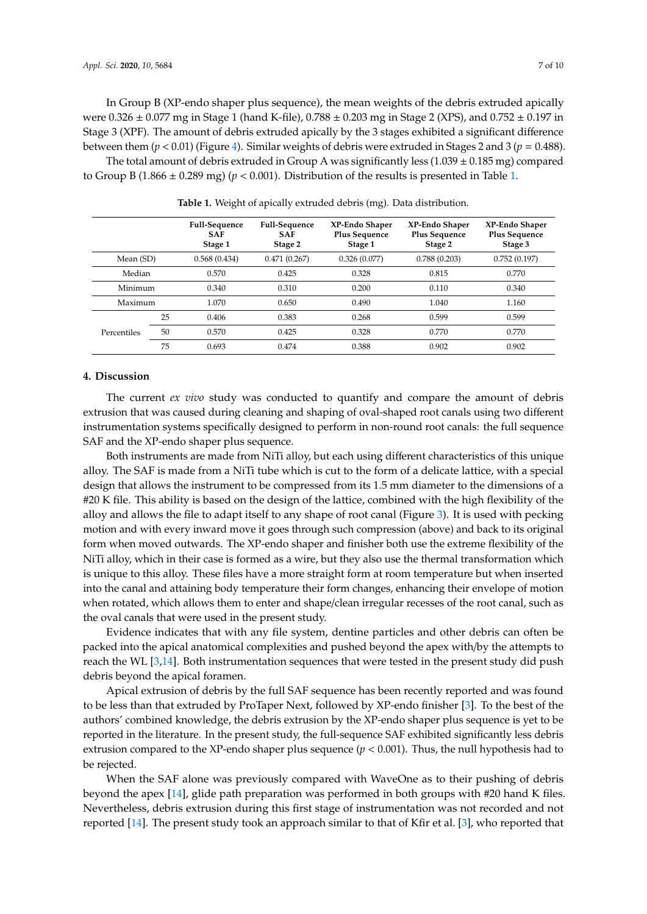In Group B (XP-endo shaper plus sequence), the mean weights of the debris extruded apically were 0.326 ± 0.077 mg in Stage 1 (hand K-file), 0.788 ± 0.203 mg in Stage 2 (XPS), and 0.752 ± 0.197 in Stage 3 (XPF). The amount of debris extruded apically by the 3 stages exhibited a significant difference between them ($p < 0.01$) (Figure 4). Similar weights of debris were extruded in Stages 2 and 3 ($p = 0.488$).

The total amount of debris extruded in Group A was significantly less (1.039 ± 0.185 mg) compared to Group B (1.866 ± 0.289 mg) ($p < 0.001$). Distribution of the results is presented in Table 1.

**Table 1.** Weight of apically extruded debris (mg). Data distribution.

| | | Full-Sequence SAF Stage 1 | Full-Sequence SAF Stage 2 | XP-Endo Shaper Plus Sequence Stage 1 | XP-Endo Shaper Plus Sequence Stage 2 | XP-Endo Shaper Plus Sequence Stage 3 |
|---|---|---|---|---|---|---|
| Mean (SD) | | 0.568 (0.434) | 0.471 (0.267) | 0.326 (0.077) | 0.788 (0.203) | 0.752 (0.197) |
| Median | | 0.570 | 0.425 | 0.328 | 0.815 | 0.770 |
| Minimum | | 0.340 | 0.310 | 0.200 | 0.110 | 0.340 |
| Maximum | | 1.070 | 0.650 | 0.490 | 1.040 | 1.160 |
| Percentiles | 25 | 0.406 | 0.383 | 0.268 | 0.599 | 0.599 |
| | 50 | 0.570 | 0.425 | 0.328 | 0.770 | 0.770 |
| | 75 | 0.693 | 0.474 | 0.388 | 0.902 | 0.902 |

## 4. Discussion

The current *ex vivo* study was conducted to quantify and compare the amount of debris extrusion that was caused during cleaning and shaping of oval-shaped root canals using two different instrumentation systems specifically designed to perform in non-round root canals: the full sequence SAF and the XP-endo shaper plus sequence.

Both instruments are made from NiTi alloy, but each using different characteristics of this unique alloy. The SAF is made from a NiTi tube which is cut to the form of a delicate lattice, with a special design that allows the instrument to be compressed from its 1.5 mm diameter to the dimensions of a #20 K file. This ability is based on the design of the lattice, combined with the high flexibility of the alloy and allows the file to adapt itself to any shape of root canal (Figure 3). It is used with pecking motion and with every inward move it goes through such compression (above) and back to its original form when moved outwards. The XP-endo shaper and finisher both use the extreme flexibility of the NiTi alloy, which in their case is formed as a wire, but they also use the thermal transformation which is unique to this alloy. These files have a more straight form at room temperature but when inserted into the canal and attaining body temperature their form changes, enhancing their envelope of motion when rotated, which allows them to enter and shape/clean irregular recesses of the root canal, such as the oval canals that were used in the present study.

Evidence indicates that with any file system, dentine particles and other debris can often be packed into the apical anatomical complexities and pushed beyond the apex with/by the attempts to reach the WL [3,14]. Both instrumentation sequences that were tested in the present study did push debris beyond the apical foramen.

Apical extrusion of debris by the full SAF sequence has been recently reported and was found to be less than that extruded by ProTaper Next, followed by XP-endo finisher [3]. To the best of the authors' combined knowledge, the debris extrusion by the XP-endo shaper plus sequence is yet to be reported in the literature. In the present study, the full-sequence SAF exhibited significantly less debris extrusion compared to the XP-endo shaper plus sequence ($p < 0.001$). Thus, the null hypothesis had to be rejected.

When the SAF alone was previously compared with WaveOne as to their pushing of debris beyond the apex [14], glide path preparation was performed in both groups with #20 hand K files. Nevertheless, debris extrusion during this first stage of instrumentation was not recorded and not reported [14]. The present study took an approach similar to that of Kfir et al. [3], who reported that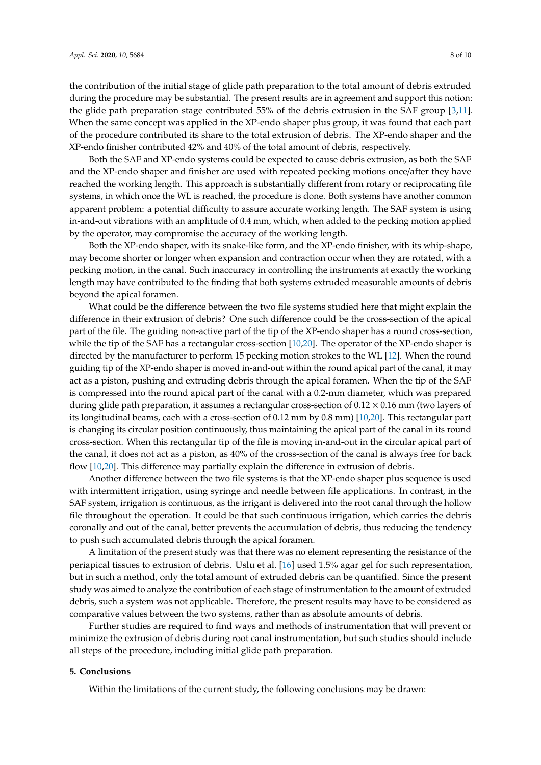the contribution of the initial stage of glide path preparation to the total amount of debris extruded during the procedure may be substantial. The present results are in agreement and support this notion: the glide path preparation stage contributed 55% of the debris extrusion in the SAF group [3,11]. When the same concept was applied in the XP-endo shaper plus group, it was found that each part of the procedure contributed its share to the total extrusion of debris. The XP-endo shaper and the XP-endo finisher contributed 42% and 40% of the total amount of debris, respectively.

Both the SAF and XP-endo systems could be expected to cause debris extrusion, as both the SAF and the XP-endo shaper and finisher are used with repeated pecking motions once/after they have reached the working length. This approach is substantially different from rotary or reciprocating file systems, in which once the WL is reached, the procedure is done. Both systems have another common apparent problem: a potential difficulty to assure accurate working length. The SAF system is using in-and-out vibrations with an amplitude of 0.4 mm, which, when added to the pecking motion applied by the operator, may compromise the accuracy of the working length.

Both the XP-endo shaper, with its snake-like form, and the XP-endo finisher, with its whip-shape, may become shorter or longer when expansion and contraction occur when they are rotated, with a pecking motion, in the canal. Such inaccuracy in controlling the instruments at exactly the working length may have contributed to the finding that both systems extruded measurable amounts of debris beyond the apical foramen.

What could be the difference between the two file systems studied here that might explain the difference in their extrusion of debris? One such difference could be the cross-section of the apical part of the file. The guiding non-active part of the tip of the XP-endo shaper has a round cross-section, while the tip of the SAF has a rectangular cross-section [10,20]. The operator of the XP-endo shaper is directed by the manufacturer to perform 15 pecking motion strokes to the WL [12]. When the round guiding tip of the XP-endo shaper is moved in-and-out within the round apical part of the canal, it may act as a piston, pushing and extruding debris through the apical foramen. When the tip of the SAF is compressed into the round apical part of the canal with a 0.2-mm diameter, which was prepared during glide path preparation, it assumes a rectangular cross-section of $0.12 \times 0.16$ mm (two layers of its longitudinal beams, each with a cross-section of 0.12 mm by 0.8 mm) [10,20]. This rectangular part is changing its circular position continuously, thus maintaining the apical part of the canal in its round cross-section. When this rectangular tip of the file is moving in-and-out in the circular apical part of the canal, it does not act as a piston, as 40% of the cross-section of the canal is always free for back flow [10,20]. This difference may partially explain the difference in extrusion of debris.

Another difference between the two file systems is that the XP-endo shaper plus sequence is used with intermittent irrigation, using syringe and needle between file applications. In contrast, in the SAF system, irrigation is continuous, as the irrigant is delivered into the root canal through the hollow file throughout the operation. It could be that such continuous irrigation, which carries the debris coronally and out of the canal, better prevents the accumulation of debris, thus reducing the tendency to push such accumulated debris through the apical foramen.

A limitation of the present study was that there was no element representing the resistance of the periapical tissues to extrusion of debris. Uslu et al. [16] used 1.5% agar gel for such representation, but in such a method, only the total amount of extruded debris can be quantified. Since the present study was aimed to analyze the contribution of each stage of instrumentation to the amount of extruded debris, such a system was not applicable. Therefore, the present results may have to be considered as comparative values between the two systems, rather than as absolute amounts of debris.

Further studies are required to find ways and methods of instrumentation that will prevent or minimize the extrusion of debris during root canal instrumentation, but such studies should include all steps of the procedure, including initial glide path preparation.

## 5. Conclusions

Within the limitations of the current study, the following conclusions may be drawn: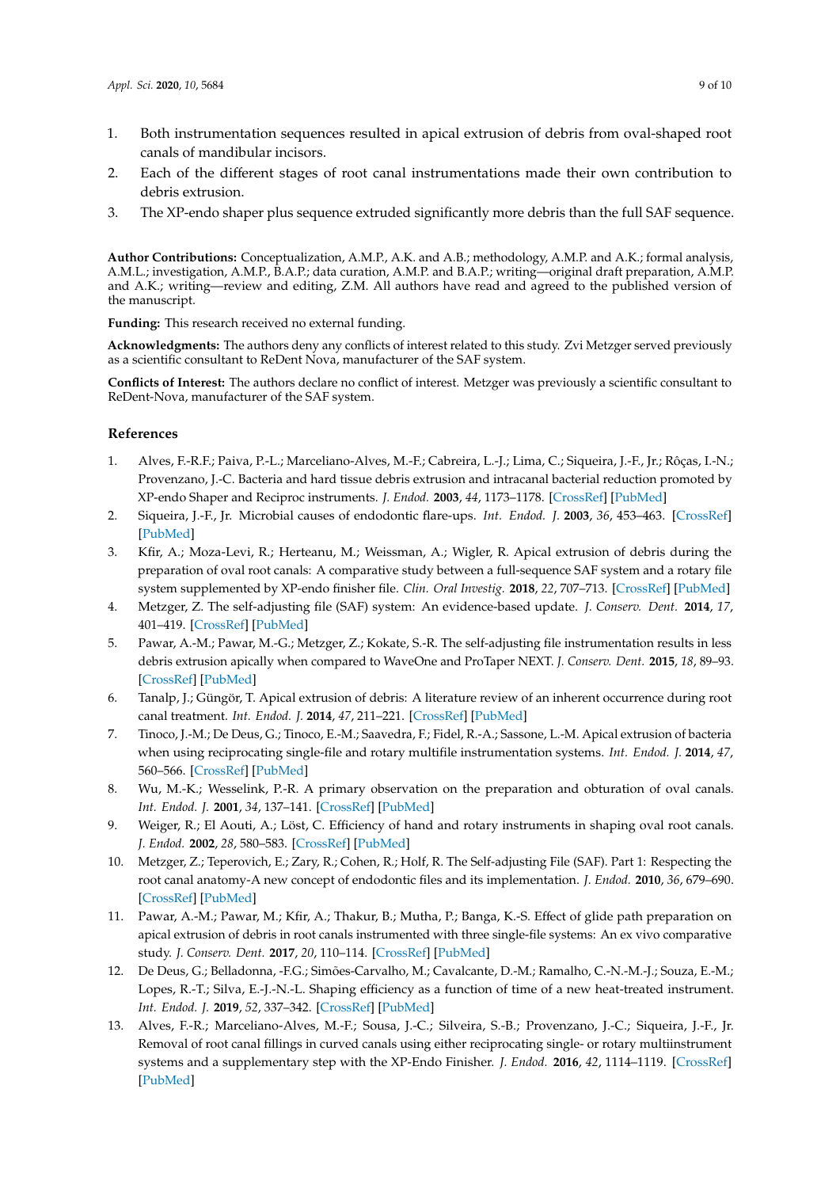1. Both instrumentation sequences resulted in apical extrusion of debris from oval-shaped root canals of mandibular incisors.
2. Each of the different stages of root canal instrumentations made their own contribution to debris extrusion.
3. The XP-endo shaper plus sequence extruded significantly more debris than the full SAF sequence.

**Author Contributions:** Conceptualization, A.M.P., A.K. and A.B.; methodology, A.M.P. and A.K.; formal analysis, A.M.L.; investigation, A.M.P., B.A.P.; data curation, A.M.P. and B.A.P.; writing—original draft preparation, A.M.P. and A.K.; writing—review and editing, Z.M. All authors have read and agreed to the published version of the manuscript.

**Funding:** This research received no external funding.

**Acknowledgments:** The authors deny any conflicts of interest related to this study. Zvi Metzger served previously as a scientific consultant to ReDent Nova, manufacturer of the SAF system.

**Conflicts of Interest:** The authors declare no conflict of interest. Metzger was previously a scientific consultant to ReDent-Nova, manufacturer of the SAF system.

## References

1. Alves, F.-R.F.; Paiva, P.-L.; Marceliano-Alves, M.-F.; Cabreira, L.-J.; Lima, C.; Siqueira, J.-F., Jr.; Rôças, I.-N.; Provenzano, J.-C. Bacteria and hard tissue debris extrusion and intracanal bacterial reduction promoted by XP-endo Shaper and Reciproc instruments. *J. Endod.* **2003**, *44*, 1173–1178. [CrossRef] [PubMed]
2. Siqueira, J.-F., Jr. Microbial causes of endodontic flare-ups. *Int. Endod. J.* **2003**, *36*, 453–463. [CrossRef] [PubMed]
3. Kfir, A.; Moza-Levi, R.; Herteanu, M.; Weissman, A.; Wigler, R. Apical extrusion of debris during the preparation of oval root canals: A comparative study between a full-sequence SAF system and a rotary file system supplemented by XP-endo finisher file. *Clin. Oral Investig.* **2018**, *22*, 707–713. [CrossRef] [PubMed]
4. Metzger, Z. The self-adjusting file (SAF) system: An evidence-based update. *J. Conserv. Dent.* **2014**, *17*, 401–419. [CrossRef] [PubMed]
5. Pawar, A.-M.; Pawar, M.-G.; Metzger, Z.; Kokate, S.-R. The self-adjusting file instrumentation results in less debris extrusion apically when compared to WaveOne and ProTaper NEXT. *J. Conserv. Dent.* **2015**, *18*, 89–93. [CrossRef] [PubMed]
6. Tanalp, J.; Güngör, T. Apical extrusion of debris: A literature review of an inherent occurrence during root canal treatment. *Int. Endod. J.* **2014**, *47*, 211–221. [CrossRef] [PubMed]
7. Tinoco, J.-M.; De Deus, G.; Tinoco, E.-M.; Saavedra, F.; Fidel, R.-A.; Sassone, L.-M. Apical extrusion of bacteria when using reciprocating single-file and rotary multifile instrumentation systems. *Int. Endod. J.* **2014**, *47*, 560–566. [CrossRef] [PubMed]
8. Wu, M.-K.; Wesselink, P.-R. A primary observation on the preparation and obturation of oval canals. *Int. Endod. J.* **2001**, *34*, 137–141. [CrossRef] [PubMed]
9. Weiger, R.; El Aouti, A.; Löst, C. Efficiency of hand and rotary instruments in shaping oval root canals. *J. Endod.* **2002**, *28*, 580–583. [CrossRef] [PubMed]
10. Metzger, Z.; Teperovich, E.; Zary, R.; Cohen, R.; Holf, R. The Self-adjusting File (SAF). Part 1: Respecting the root canal anatomy-A new concept of endodontic files and its implementation. *J. Endod.* **2010**, *36*, 679–690. [CrossRef] [PubMed]
11. Pawar, A.-M.; Pawar, M.; Kfir, A.; Thakur, B.; Mutha, P.; Banga, K.-S. Effect of glide path preparation on apical extrusion of debris in root canals instrumented with three single-file systems: An ex vivo comparative study. *J. Conserv. Dent.* **2017**, *20*, 110–114. [CrossRef] [PubMed]
12. De Deus, G.; Belladonna, -F.G.; Simões-Carvalho, M.; Cavalcante, D.-M.; Ramalho, C.-N.-M.-J.; Souza, E.-M.; Lopes, R.-T.; Silva, E.-J.-N.-L. Shaping efficiency as a function of time of a new heat-treated instrument. *Int. Endod. J.* **2019**, *52*, 337–342. [CrossRef] [PubMed]
13. Alves, F.-R.; Marceliano-Alves, M.-F.; Sousa, J.-C.; Silveira, S.-B.; Provenzano, J.-C.; Siqueira, J.-F., Jr. Removal of root canal fillings in curved canals using either reciprocating single- or rotary multiinstrument systems and a supplementary step with the XP-Endo Finisher. *J. Endod.* **2016**, *42*, 1114–1119. [CrossRef] [PubMed]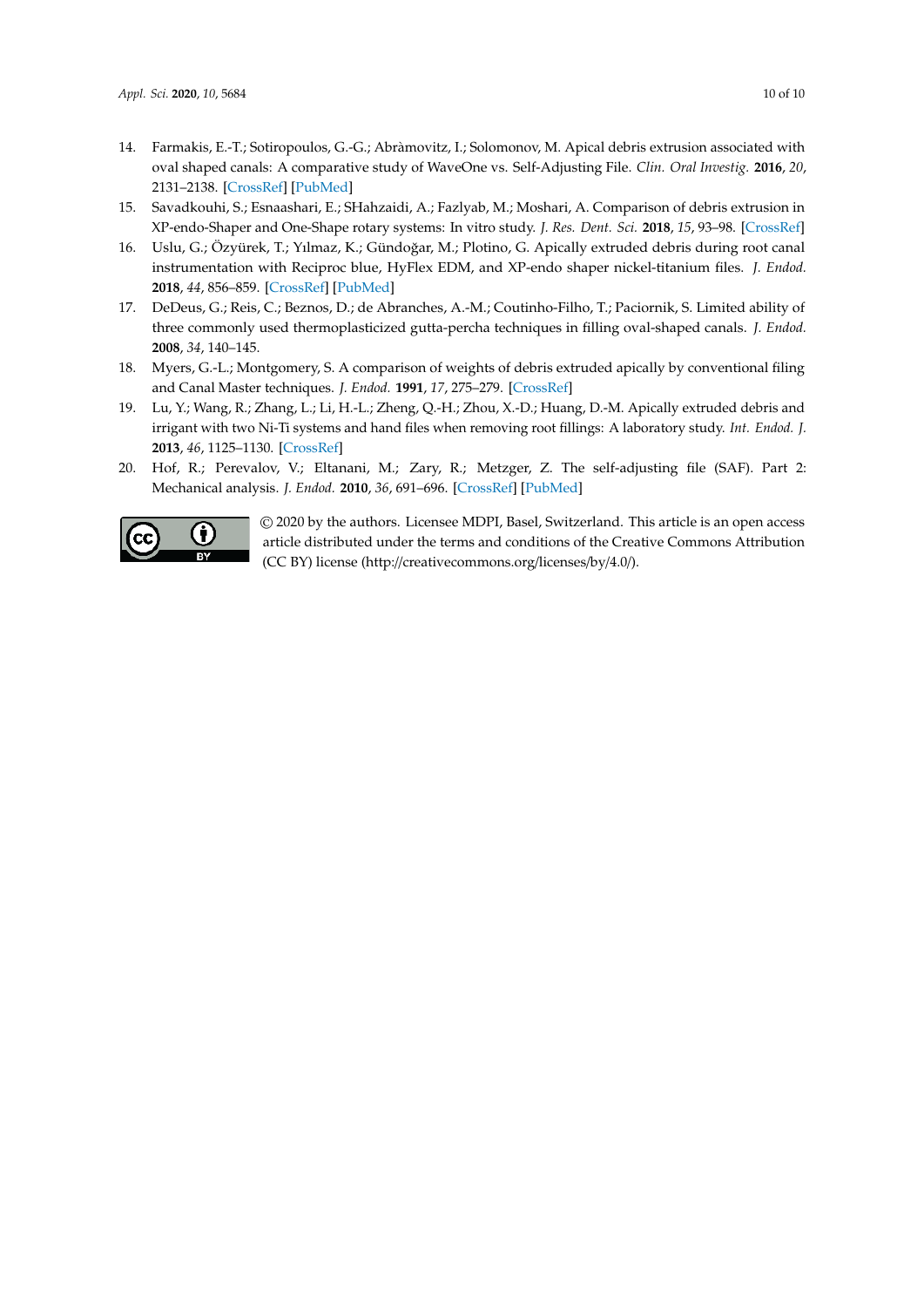14. Farmakis, E.-T.; Sotiropoulos, G.-G.; Abràmovitz, I.; Solomonov, M. Apical debris extrusion associated with oval shaped canals: A comparative study of WaveOne vs. Self-Adjusting File. *Clin. Oral Investig.* **2016**, *20*, 2131–2138. [CrossRef] [PubMed]
15. Savadkouhi, S.; Esnaashari, E.; SHahzaidi, A.; Fazlyab, M.; Moshari, A. Comparison of debris extrusion in XP-endo-Shaper and One-Shape rotary systems: In vitro study. *J. Res. Dent. Sci.* **2018**, *15*, 93–98. [CrossRef]
16. Uslu, G.; Özyürek, T.; Yılmaz, K.; Gündoğar, M.; Plotino, G. Apically extruded debris during root canal instrumentation with Reciproc blue, HyFlex EDM, and XP-endo shaper nickel-titanium files. *J. Endod.* **2018**, *44*, 856–859. [CrossRef] [PubMed]
17. DeDeus, G.; Reis, C.; Beznos, D.; de Abranches, A.-M.; Coutinho-Filho, T.; Paciornik, S. Limited ability of three commonly used thermoplasticized gutta-percha techniques in filling oval-shaped canals. *J. Endod.* **2008**, *34*, 140–145.
18. Myers, G.-L.; Montgomery, S. A comparison of weights of debris extruded apically by conventional filing and Canal Master techniques. *J. Endod.* **1991**, *17*, 275–279. [CrossRef]
19. Lu, Y.; Wang, R.; Zhang, L.; Li, H.-L.; Zheng, Q.-H.; Zhou, X.-D.; Huang, D.-M. Apically extruded debris and irrigant with two Ni-Ti systems and hand files when removing root fillings: A laboratory study. *Int. Endod. J.* **2013**, *46*, 1125–1130. [CrossRef]
20. Hof, R.; Perevalov, V.; Eltanani, M.; Zary, R.; Metzger, Z. The self-adjusting file (SAF). Part 2: Mechanical analysis. *J. Endod.* **2010**, *36*, 691–696. [CrossRef] [PubMed]

© 2020 by the authors. Licensee MDPI, Basel, Switzerland. This article is an open access article distributed under the terms and conditions of the Creative Commons Attribution (CC BY) license (http://creativecommons.org/licenses/by/4.0/).